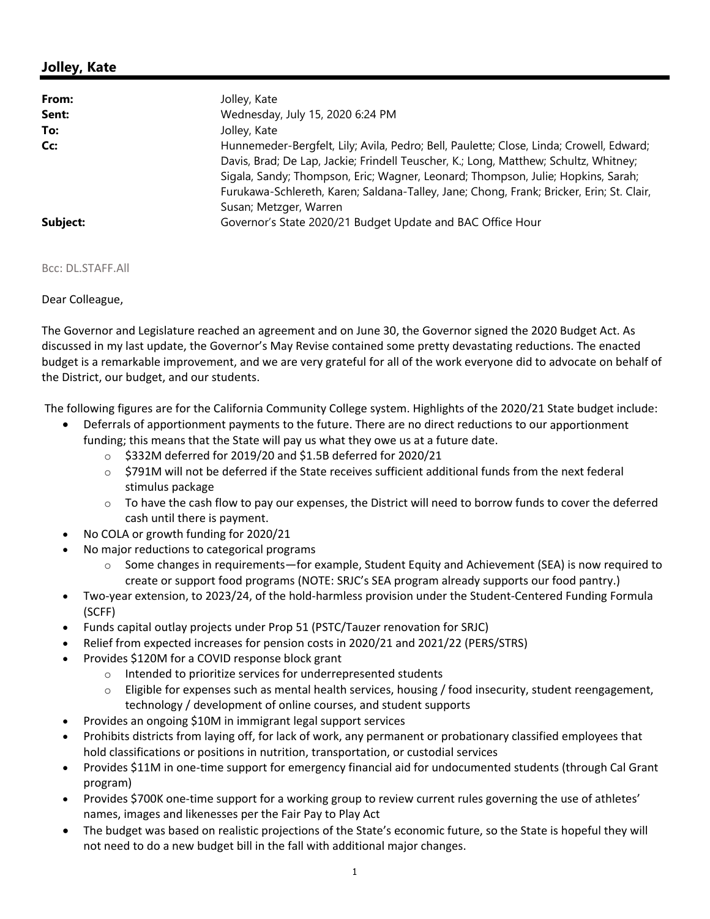## Jolley, Kate

| | |
|---|---|
| **From:** | Jolley, Kate |
| **Sent:** | Wednesday, July 15, 2020 6:24 PM |
| **To:** | Jolley, Kate |
| **Cc:** | Hunnemeder-Bergfelt, Lily; Avila, Pedro; Bell, Paulette; Close, Linda; Crowell, Edward; Davis, Brad; De Lap, Jackie; Frindell Teuscher, K.; Long, Matthew; Schultz, Whitney; Sigala, Sandy; Thompson, Eric; Wagner, Leonard; Thompson, Julie; Hopkins, Sarah; Furukawa-Schlereth, Karen; Saldana-Talley, Jane; Chong, Frank; Bricker, Erin; St. Clair, Susan; Metzger, Warren |
| **Subject:** | Governor's State 2020/21 Budget Update and BAC Office Hour |

Bcc: DL.STAFF.All

Dear Colleague,

The Governor and Legislature reached an agreement and on June 30, the Governor signed the 2020 Budget Act. As discussed in my last update, the Governor's May Revise contained some pretty devastating reductions. The enacted budget is a remarkable improvement, and we are very grateful for all of the work everyone did to advocate on behalf of the District, our budget, and our students.

The following figures are for the California Community College system. Highlights of the 2020/21 State budget include:

- Deferrals of apportionment payments to the future. There are no direct reductions to our apportionment funding; this means that the State will pay us what they owe us at a future date.
  - $332M deferred for 2019/20 and $1.5B deferred for 2020/21
  - $791M will not be deferred if the State receives sufficient additional funds from the next federal stimulus package
  - To have the cash flow to pay our expenses, the District will need to borrow funds to cover the deferred cash until there is payment.
- No COLA or growth funding for 2020/21
- No major reductions to categorical programs
  - Some changes in requirements—for example, Student Equity and Achievement (SEA) is now required to create or support food programs (NOTE: SRJC's SEA program already supports our food pantry.)
- Two-year extension, to 2023/24, of the hold-harmless provision under the Student-Centered Funding Formula (SCFF)
- Funds capital outlay projects under Prop 51 (PSTC/Tauzer renovation for SRJC)
- Relief from expected increases for pension costs in 2020/21 and 2021/22 (PERS/STRS)
- Provides $120M for a COVID response block grant
  - Intended to prioritize services for underrepresented students
  - Eligible for expenses such as mental health services, housing / food insecurity, student reengagement, technology / development of online courses, and student supports
- Provides an ongoing $10M in immigrant legal support services
- Prohibits districts from laying off, for lack of work, any permanent or probationary classified employees that hold classifications or positions in nutrition, transportation, or custodial services
- Provides $11M in one-time support for emergency financial aid for undocumented students (through Cal Grant program)
- Provides $700K one-time support for a working group to review current rules governing the use of athletes' names, images and likenesses per the Fair Pay to Play Act
- The budget was based on realistic projections of the State's economic future, so the State is hopeful they will not need to do a new budget bill in the fall with additional major changes.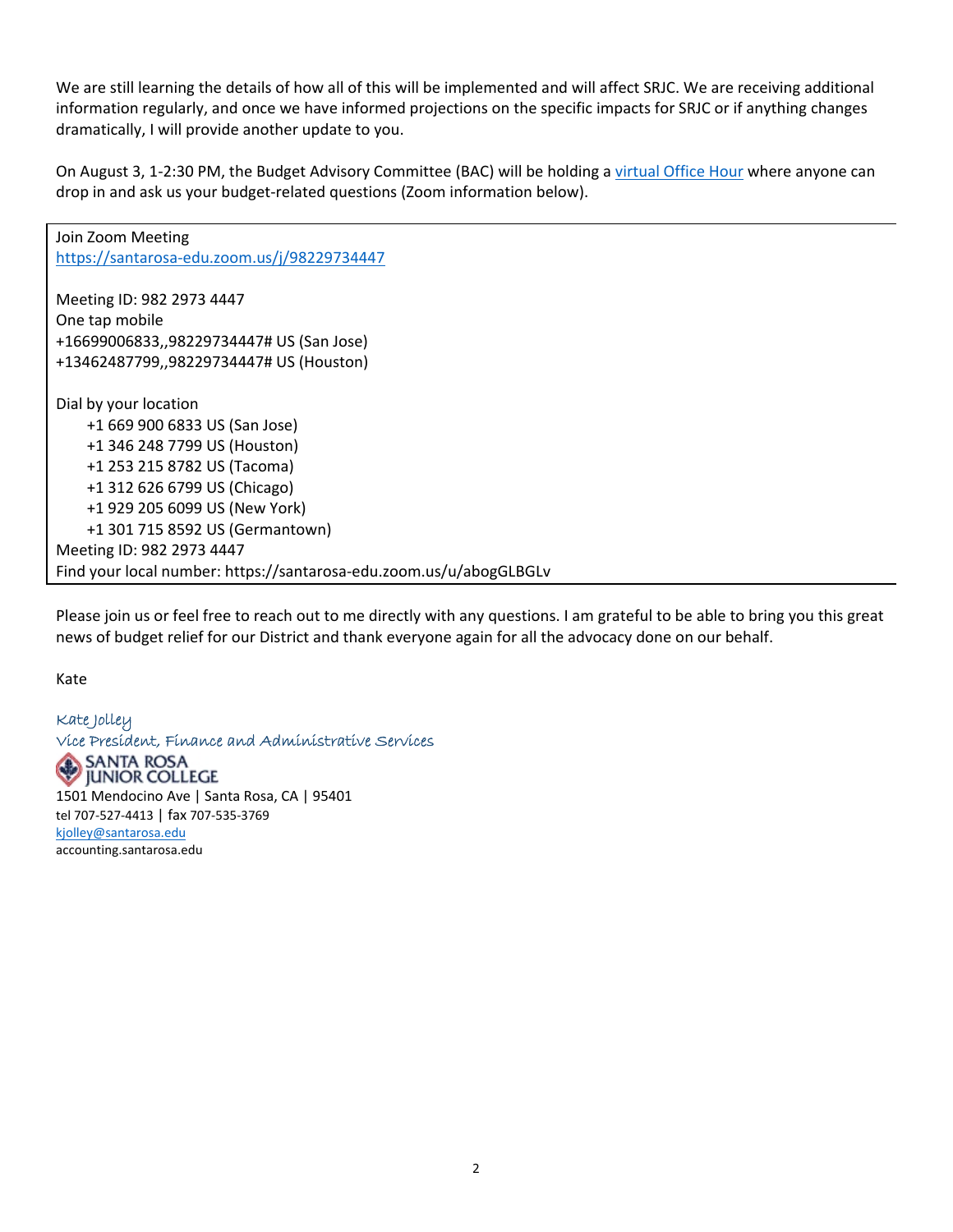We are still learning the details of how all of this will be implemented and will affect SRJC. We are receiving additional information regularly, and once we have informed projections on the specific impacts for SRJC or if anything changes dramatically, I will provide another update to you.

On August 3, 1-2:30 PM, the Budget Advisory Committee (BAC) will be holding a [virtual Office Hour](https://santarosa-edu.zoom.us/j/98229734447) where anyone can drop in and ask us your budget-related questions (Zoom information below).

Join Zoom Meeting
https://santarosa-edu.zoom.us/j/98229734447

Meeting ID: 982 2973 4447
One tap mobile
+16699006833,,98229734447# US (San Jose)
+13462487799,,98229734447# US (Houston)

Dial by your location
- +1 669 900 6833 US (San Jose)
- +1 346 248 7799 US (Houston)
- +1 253 215 8782 US (Tacoma)
- +1 312 626 6799 US (Chicago)
- +1 929 205 6099 US (New York)
- +1 301 715 8592 US (Germantown)

Meeting ID: 982 2973 4447
Find your local number: https://santarosa-edu.zoom.us/u/abogGLBGLv

Please join us or feel free to reach out to me directly with any questions. I am grateful to be able to bring you this great news of budget relief for our District and thank everyone again for all the advocacy done on our behalf.

Kate

*Kate Jolley*
*Vice President, Finance and Administrative Services*
SANTA ROSA JUNIOR COLLEGE
1501 Mendocino Ave | Santa Rosa, CA | 95401
tel 707-527-4413 | fax 707-535-3769
kjolley@santarosa.edu
accounting.santarosa.edu